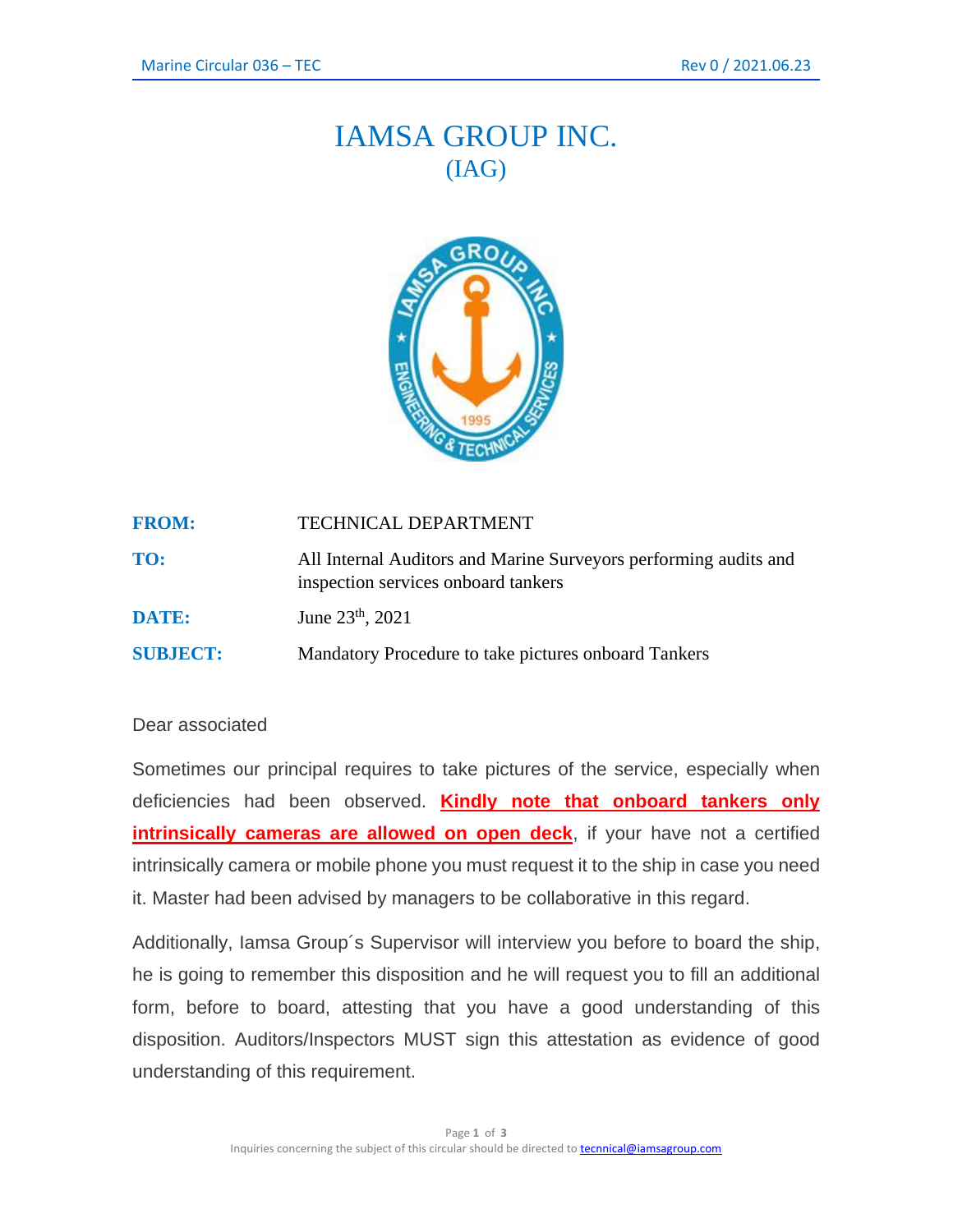# IAMSA GROUP INC.

## (IAG)

| | |
|---|---|
| **FROM:** | TECHNICAL DEPARTMENT |
| **TO:** | All Internal Auditors and Marine Surveyors performing audits and inspection services onboard tankers |
| **DATE:** | June 23th, 2021 |
| **SUBJECT:** | Mandatory Procedure to take pictures onboard Tankers |

Dear associated

Sometimes our principal requires to take pictures of the service, especially when deficiencies had been observed. **Kindly note that onboard tankers only intrinsically cameras are allowed on open deck**, if your have not a certified intrinsically camera or mobile phone you must request it to the ship in case you need it. Master had been advised by managers to be collaborative in this regard.

Additionally, Iamsa Group´s Supervisor will interview you before to board the ship, he is going to remember this disposition and he will request you to fill an additional form, before to board, attesting that you have a good understanding of this disposition. Auditors/Inspectors MUST sign this attestation as evidence of good understanding of this requirement.

Inquiries concerning the subject of this circular should be directed to tecnnical@iamsagroup.com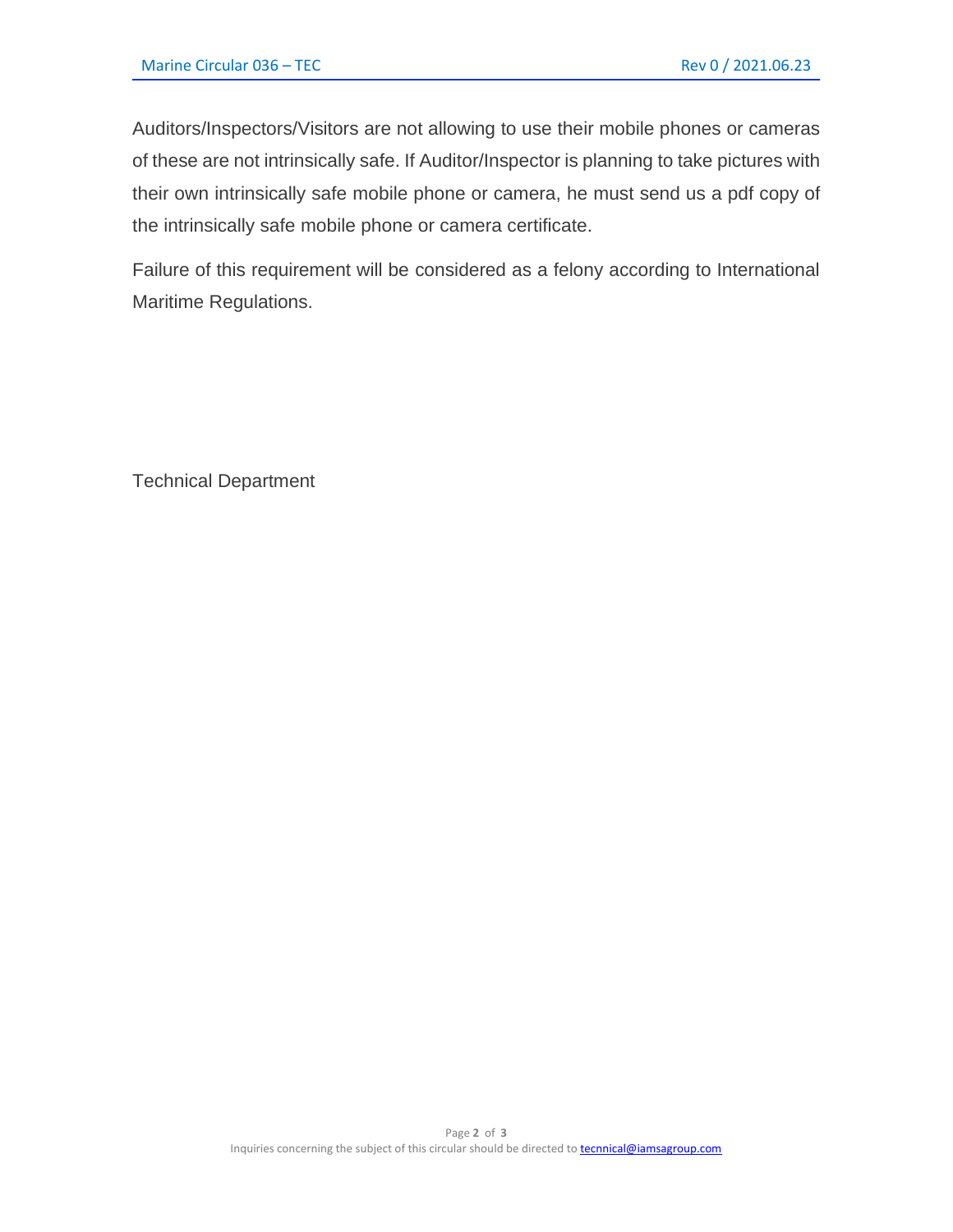Auditors/Inspectors/Visitors are not allowing to use their mobile phones or cameras of these are not intrinsically safe. If Auditor/Inspector is planning to take pictures with their own intrinsically safe mobile phone or camera, he must send us a pdf copy of the intrinsically safe mobile phone or camera certificate.

Failure of this requirement will be considered as a felony according to International Maritime Regulations.

Technical Department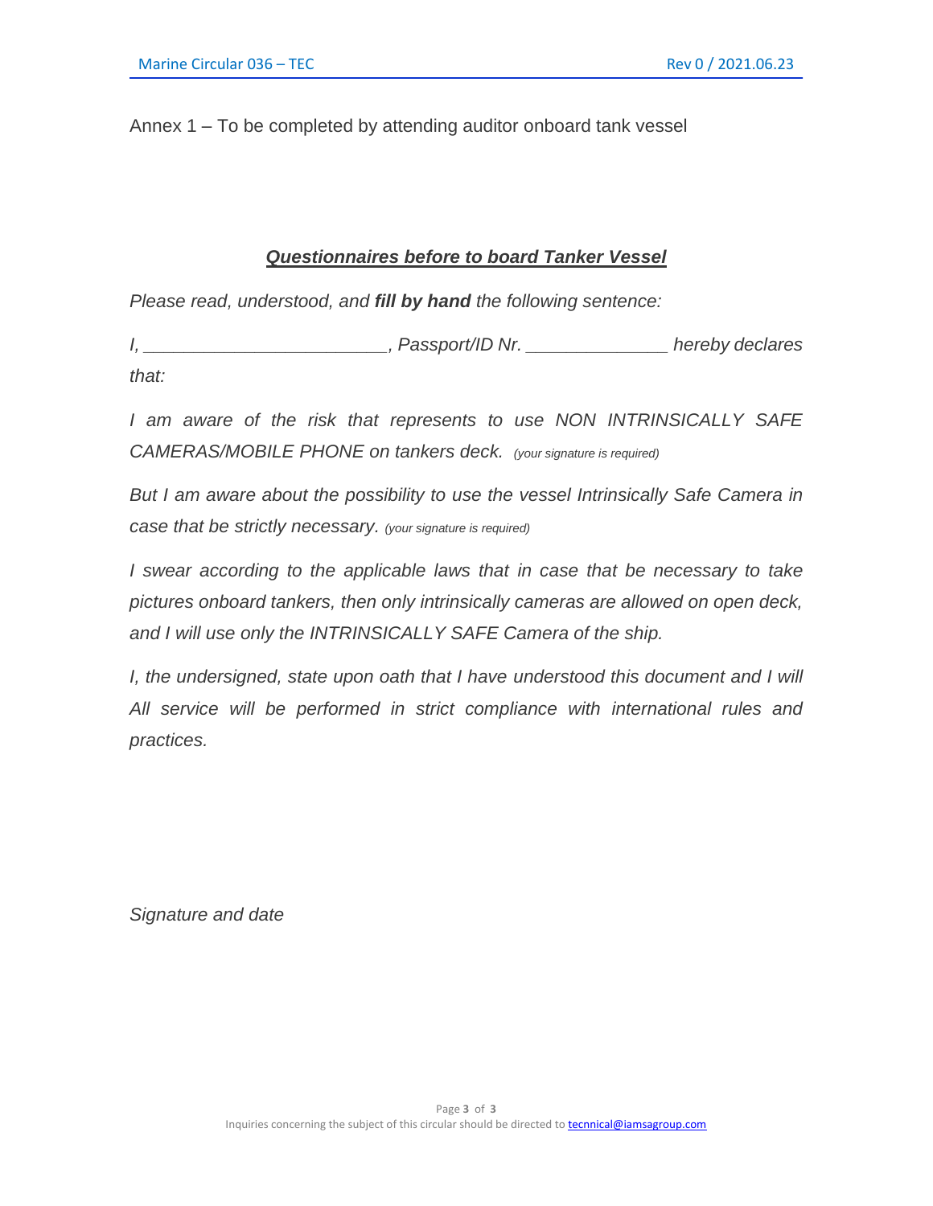Annex 1 – To be completed by attending auditor onboard tank vessel

## ***Questionnaires before to board Tanker Vessel***

*Please read, understood, and* ***fill by hand*** *the following sentence:*

*I, ________________________, Passport/ID Nr. ______________ hereby declares that:*

*I am aware of the risk that represents to use NON INTRINSICALLY SAFE CAMERAS/MOBILE PHONE on tankers deck. (your signature is required)*

*But I am aware about the possibility to use the vessel Intrinsically Safe Camera in case that be strictly necessary. (your signature is required)*

*I swear according to the applicable laws that in case that be necessary to take pictures onboard tankers, then only intrinsically cameras are allowed on open deck, and I will use only the INTRINSICALLY SAFE Camera of the ship.*

*I, the undersigned, state upon oath that I have understood this document and I will All service will be performed in strict compliance with international rules and practices.*

*Signature and date*

Inquiries concerning the subject of this circular should be directed to tecnnical@iamsagroup.com